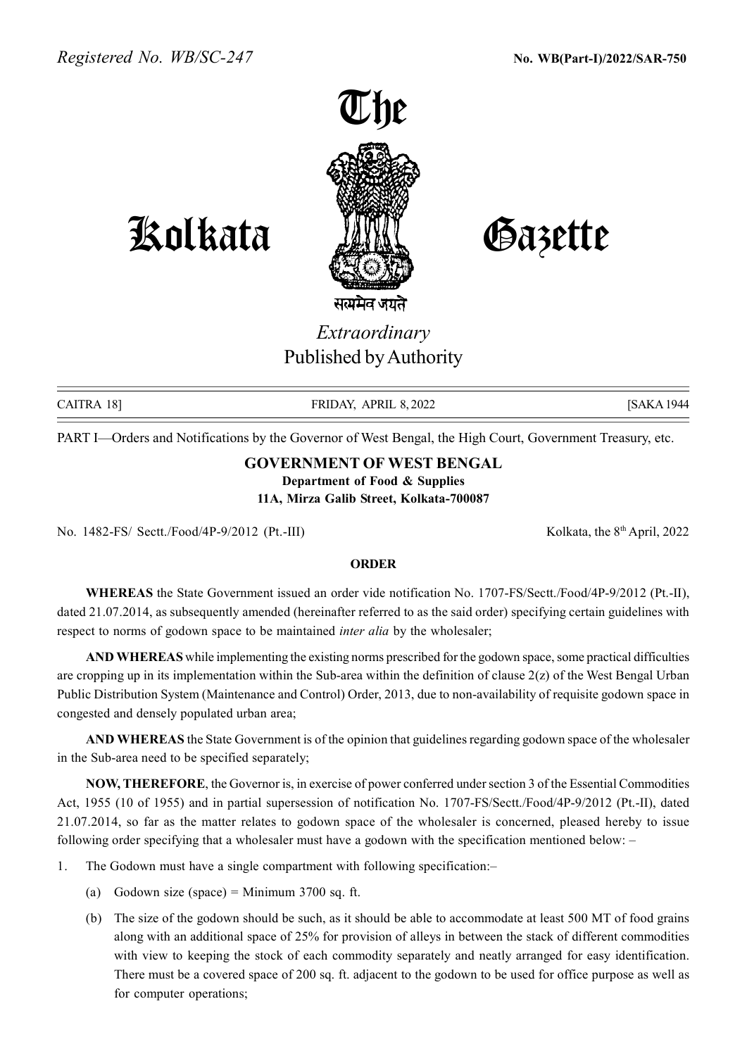*Registered No. WB/SC-247* **No. WB(Part-I)/2022/SAR-750**

# The Kolkata Gazette

सत्यमेव जयते

*Extraordinary*
Published by Authority

CAITRA 18] FRIDAY, APRIL 8, 2022 [SAKA 1944

PART I—Orders and Notifications by the Governor of West Bengal, the High Court, Government Treasury, etc.

## GOVERNMENT OF WEST BENGAL

**Department of Food & Supplies**
**11A, Mirza Galib Street, Kolkata-700087**

No. 1482-FS/ Sectt./Food/4P-9/2012 (Pt.-III) Kolkata, the 8th April, 2022

**ORDER**

**WHEREAS** the State Government issued an order vide notification No. 1707-FS/Sectt./Food/4P-9/2012 (Pt.-II), dated 21.07.2014, as subsequently amended (hereinafter referred to as the said order) specifying certain guidelines with respect to norms of godown space to be maintained *inter alia* by the wholesaler;

**AND WHEREAS** while implementing the existing norms prescribed for the godown space, some practical difficulties are cropping up in its implementation within the Sub-area within the definition of clause 2(z) of the West Bengal Urban Public Distribution System (Maintenance and Control) Order, 2013, due to non-availability of requisite godown space in congested and densely populated urban area;

**AND WHEREAS** the State Government is of the opinion that guidelines regarding godown space of the wholesaler in the Sub-area need to be specified separately;

**NOW, THEREFORE**, the Governor is, in exercise of power conferred under section 3 of the Essential Commodities Act, 1955 (10 of 1955) and in partial supersession of notification No. 1707-FS/Sectt./Food/4P-9/2012 (Pt.-II), dated 21.07.2014, so far as the matter relates to godown space of the wholesaler is concerned, pleased hereby to issue following order specifying that a wholesaler must have a godown with the specification mentioned below: –

1. The Godown must have a single compartment with following specification:–

   (a) Godown size (space) = Minimum 3700 sq. ft.

   (b) The size of the godown should be such, as it should be able to accommodate at least 500 MT of food grains along with an additional space of 25% for provision of alleys in between the stack of different commodities with view to keeping the stock of each commodity separately and neatly arranged for easy identification. There must be a covered space of 200 sq. ft. adjacent to the godown to be used for office purpose as well as for computer operations;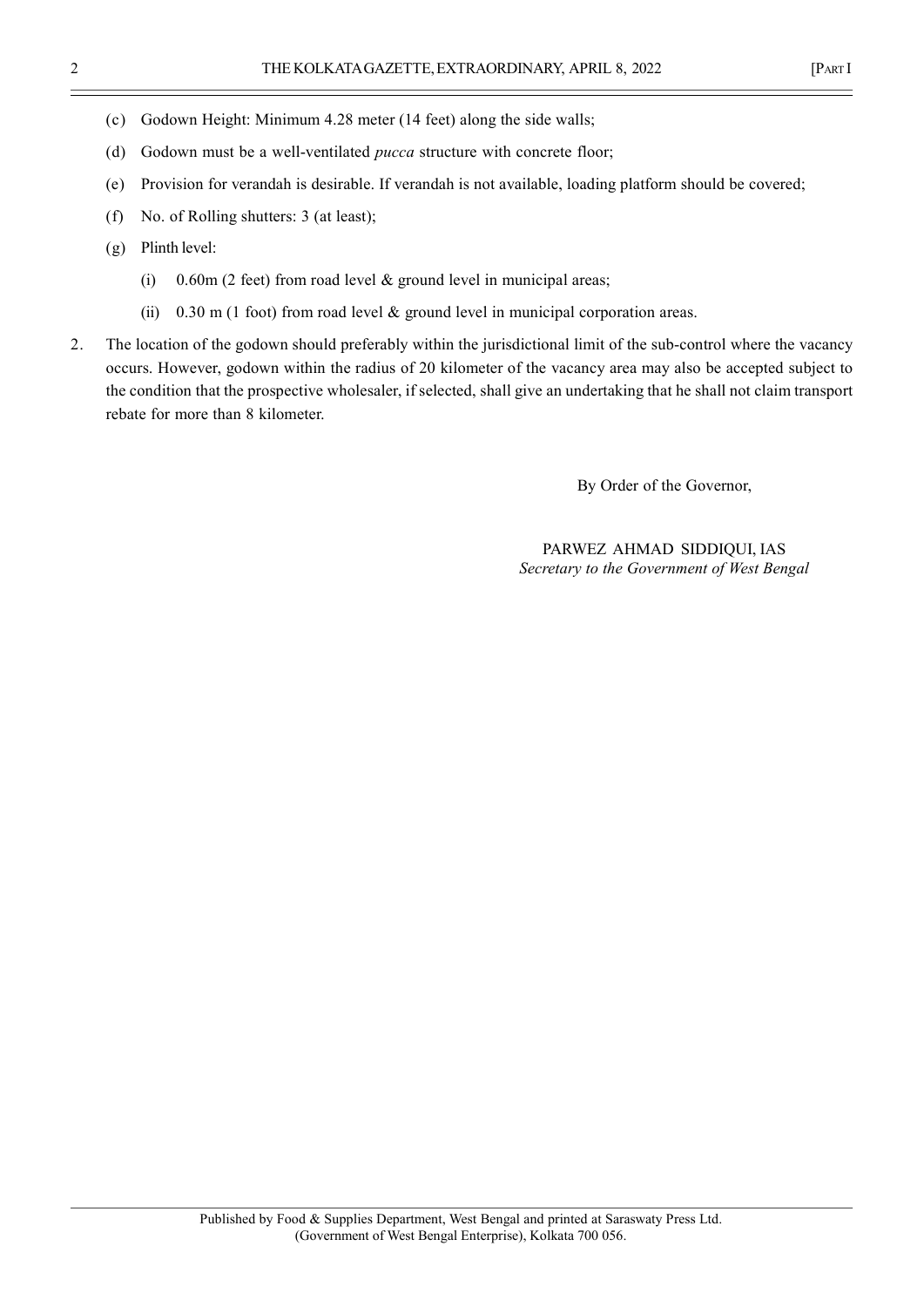(c) Godown Height: Minimum 4.28 meter (14 feet) along the side walls;

(d) Godown must be a well-ventilated *pucca* structure with concrete floor;

(e) Provision for verandah is desirable. If verandah is not available, loading platform should be covered;

(f) No. of Rolling shutters: 3 (at least);

(g) Plinth level:

  (i) 0.60m (2 feet) from road level & ground level in municipal areas;

  (ii) 0.30 m (1 foot) from road level & ground level in municipal corporation areas.

2. The location of the godown should preferably within the jurisdictional limit of the sub-control where the vacancy occurs. However, godown within the radius of 20 kilometer of the vacancy area may also be accepted subject to the condition that the prospective wholesaler, if selected, shall give an undertaking that he shall not claim transport rebate for more than 8 kilometer.

By Order of the Governor,

PARWEZ AHMAD SIDDIQUI, IAS
*Secretary to the Government of West Bengal*

Published by Food & Supplies Department, West Bengal and printed at Saraswaty Press Ltd.
(Government of West Bengal Enterprise), Kolkata 700 056.